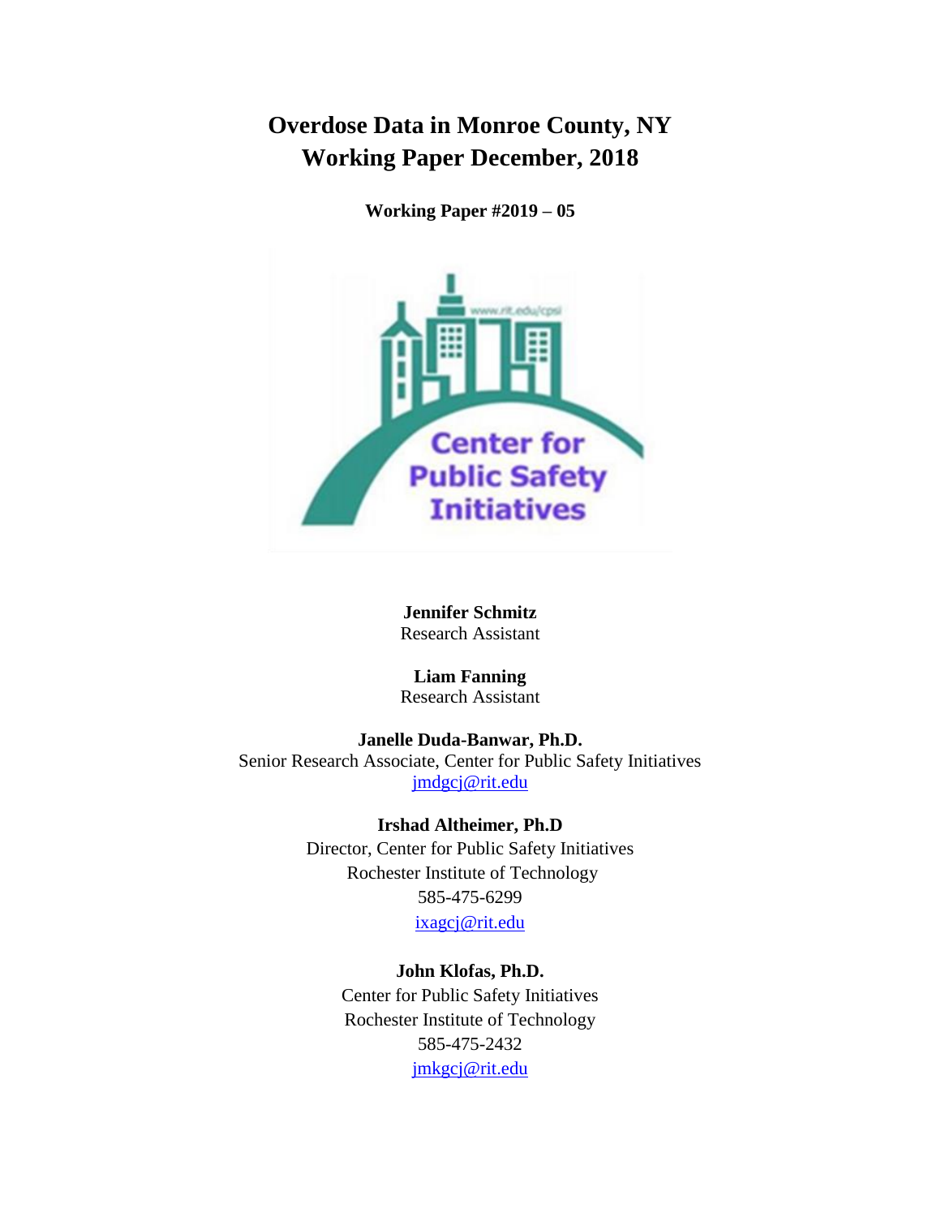# Overdose Data in Monroe County, NY
# Working Paper December, 2018

**Working Paper #2019 – 05**

**Jennifer Schmitz**
Research Assistant

**Liam Fanning**
Research Assistant

**Janelle Duda-Banwar, Ph.D.**
Senior Research Associate, Center for Public Safety Initiatives
jmdgcj@rit.edu

**Irshad Altheimer, Ph.D**
Director, Center for Public Safety Initiatives
Rochester Institute of Technology
585-475-6299
ixagcj@rit.edu

**John Klofas, Ph.D.**
Center for Public Safety Initiatives
Rochester Institute of Technology
585-475-2432
jmkgcj@rit.edu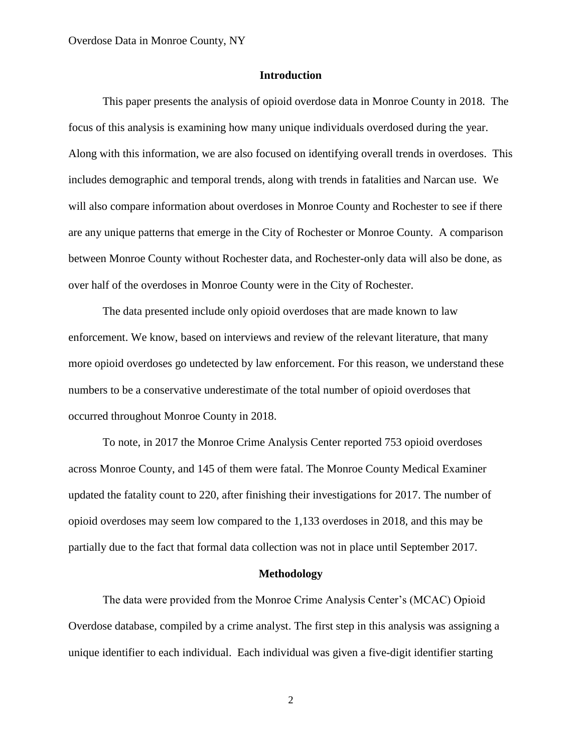## Introduction

This paper presents the analysis of opioid overdose data in Monroe County in 2018. The focus of this analysis is examining how many unique individuals overdosed during the year. Along with this information, we are also focused on identifying overall trends in overdoses. This includes demographic and temporal trends, along with trends in fatalities and Narcan use. We will also compare information about overdoses in Monroe County and Rochester to see if there are any unique patterns that emerge in the City of Rochester or Monroe County. A comparison between Monroe County without Rochester data, and Rochester-only data will also be done, as over half of the overdoses in Monroe County were in the City of Rochester.

The data presented include only opioid overdoses that are made known to law enforcement. We know, based on interviews and review of the relevant literature, that many more opioid overdoses go undetected by law enforcement. For this reason, we understand these numbers to be a conservative underestimate of the total number of opioid overdoses that occurred throughout Monroe County in 2018.

To note, in 2017 the Monroe Crime Analysis Center reported 753 opioid overdoses across Monroe County, and 145 of them were fatal. The Monroe County Medical Examiner updated the fatality count to 220, after finishing their investigations for 2017. The number of opioid overdoses may seem low compared to the 1,133 overdoses in 2018, and this may be partially due to the fact that formal data collection was not in place until September 2017.

## Methodology

The data were provided from the Monroe Crime Analysis Center's (MCAC) Opioid Overdose database, compiled by a crime analyst. The first step in this analysis was assigning a unique identifier to each individual. Each individual was given a five-digit identifier starting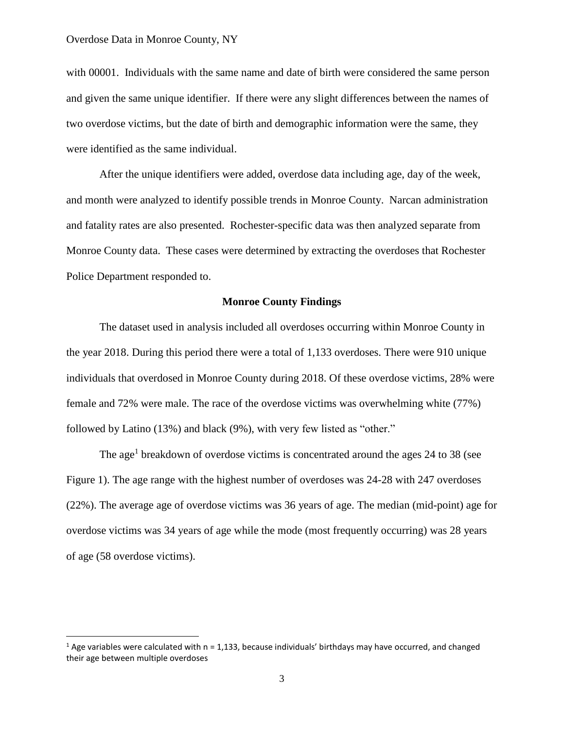with 00001. Individuals with the same name and date of birth were considered the same person and given the same unique identifier. If there were any slight differences between the names of two overdose victims, but the date of birth and demographic information were the same, they were identified as the same individual.

After the unique identifiers were added, overdose data including age, day of the week, and month were analyzed to identify possible trends in Monroe County. Narcan administration and fatality rates are also presented. Rochester-specific data was then analyzed separate from Monroe County data. These cases were determined by extracting the overdoses that Rochester Police Department responded to.

## Monroe County Findings

The dataset used in analysis included all overdoses occurring within Monroe County in the year 2018. During this period there were a total of 1,133 overdoses. There were 910 unique individuals that overdosed in Monroe County during 2018. Of these overdose victims, 28% were female and 72% were male. The race of the overdose victims was overwhelming white (77%) followed by Latino (13%) and black (9%), with very few listed as "other."

The age[1] breakdown of overdose victims is concentrated around the ages 24 to 38 (see Figure 1). The age range with the highest number of overdoses was 24-28 with 247 overdoses (22%). The average age of overdose victims was 36 years of age. The median (mid-point) age for overdose victims was 34 years of age while the mode (most frequently occurring) was 28 years of age (58 overdose victims).

---

[1] Age variables were calculated with n = 1,133, because individuals' birthdays may have occurred, and changed their age between multiple overdoses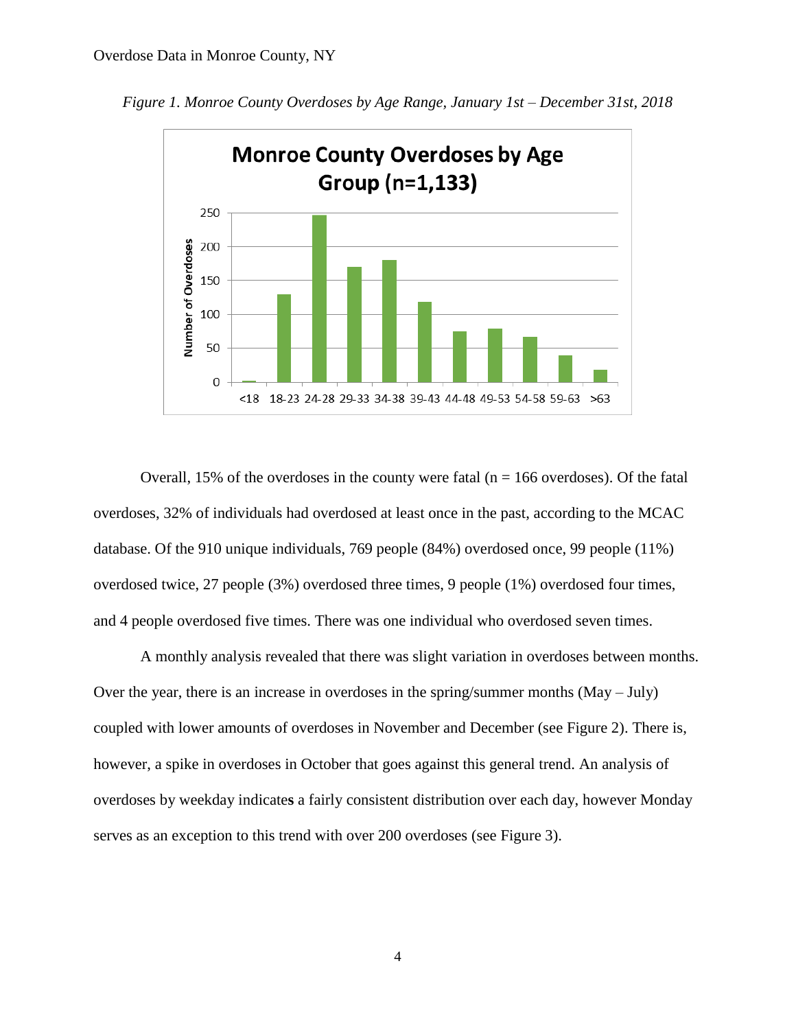*Figure 1. Monroe County Overdoses by Age Range, January 1st – December 31st, 2018*

Overall, 15% of the overdoses in the county were fatal (n = 166 overdoses). Of the fatal overdoses, 32% of individuals had overdosed at least once in the past, according to the MCAC database. Of the 910 unique individuals, 769 people (84%) overdosed once, 99 people (11%) overdosed twice, 27 people (3%) overdosed three times, 9 people (1%) overdosed four times, and 4 people overdosed five times. There was one individual who overdosed seven times.

A monthly analysis revealed that there was slight variation in overdoses between months. Over the year, there is an increase in overdoses in the spring/summer months (May – July) coupled with lower amounts of overdoses in November and December (see Figure 2). There is, however, a spike in overdoses in October that goes against this general trend. An analysis of overdoses by weekday indicates a fairly consistent distribution over each day, however Monday serves as an exception to this trend with over 200 overdoses (see Figure 3).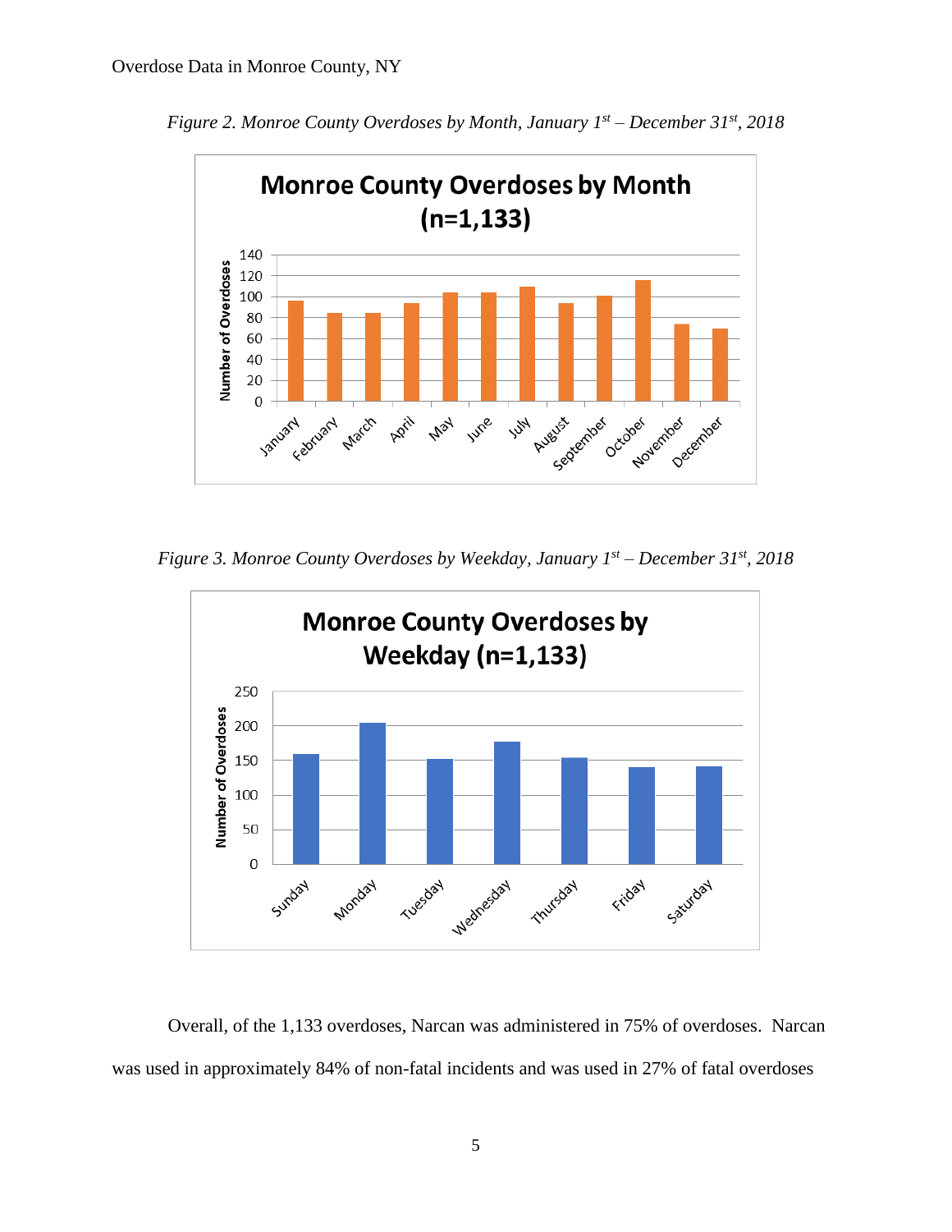*Figure 2. Monroe County Overdoses by Month, January 1st – December 31st, 2018*

*Figure 3. Monroe County Overdoses by Weekday, January 1st – December 31st, 2018*

Overall, of the 1,133 overdoses, Narcan was administered in 75% of overdoses. Narcan was used in approximately 84% of non-fatal incidents and was used in 27% of fatal overdoses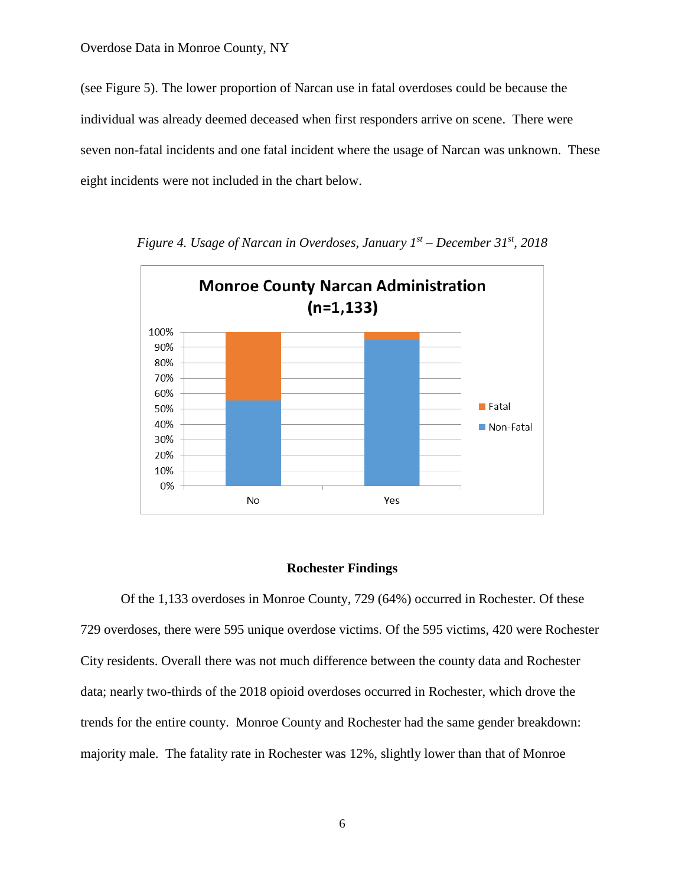(see Figure 5). The lower proportion of Narcan use in fatal overdoses could be because the individual was already deemed deceased when first responders arrive on scene. There were seven non-fatal incidents and one fatal incident where the usage of Narcan was unknown. These eight incidents were not included in the chart below.

*Figure 4. Usage of Narcan in Overdoses, January 1st – December 31st, 2018*

**Rochester Findings**

Of the 1,133 overdoses in Monroe County, 729 (64%) occurred in Rochester. Of these 729 overdoses, there were 595 unique overdose victims. Of the 595 victims, 420 were Rochester City residents. Overall there was not much difference between the county data and Rochester data; nearly two-thirds of the 2018 opioid overdoses occurred in Rochester, which drove the trends for the entire county. Monroe County and Rochester had the same gender breakdown: majority male. The fatality rate in Rochester was 12%, slightly lower than that of Monroe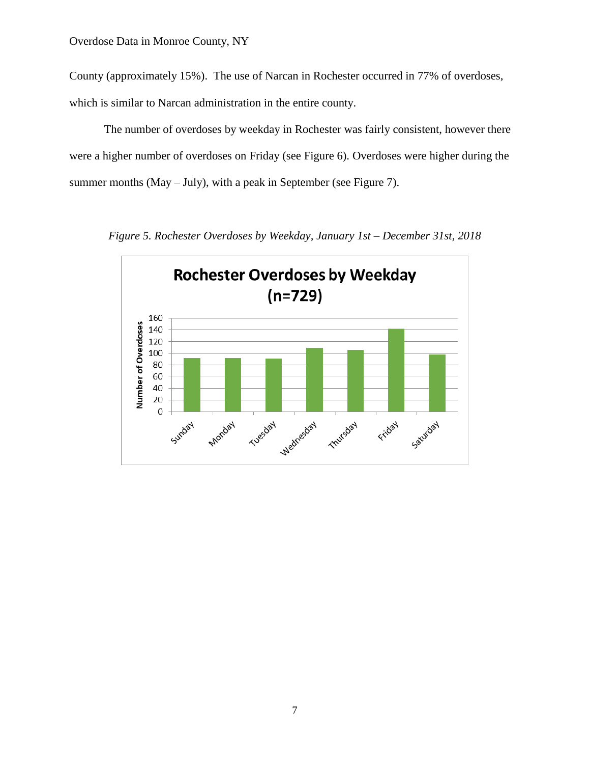County (approximately 15%). The use of Narcan in Rochester occurred in 77% of overdoses, which is similar to Narcan administration in the entire county.

The number of overdoses by weekday in Rochester was fairly consistent, however there were a higher number of overdoses on Friday (see Figure 6). Overdoses were higher during the summer months (May – July), with a peak in September (see Figure 7).

*Figure 5. Rochester Overdoses by Weekday, January 1st – December 31st, 2018*

**Rochester Overdoses by Weekday (n=729)**

| Weekday | Number of Overdoses |
|---|---|
| Sunday | ~92 |
| Monday | ~92 |
| Tuesday | ~91 |
| Wednesday | ~109 |
| Thursday | ~106 |
| Friday | ~142 |
| Saturday | ~98 |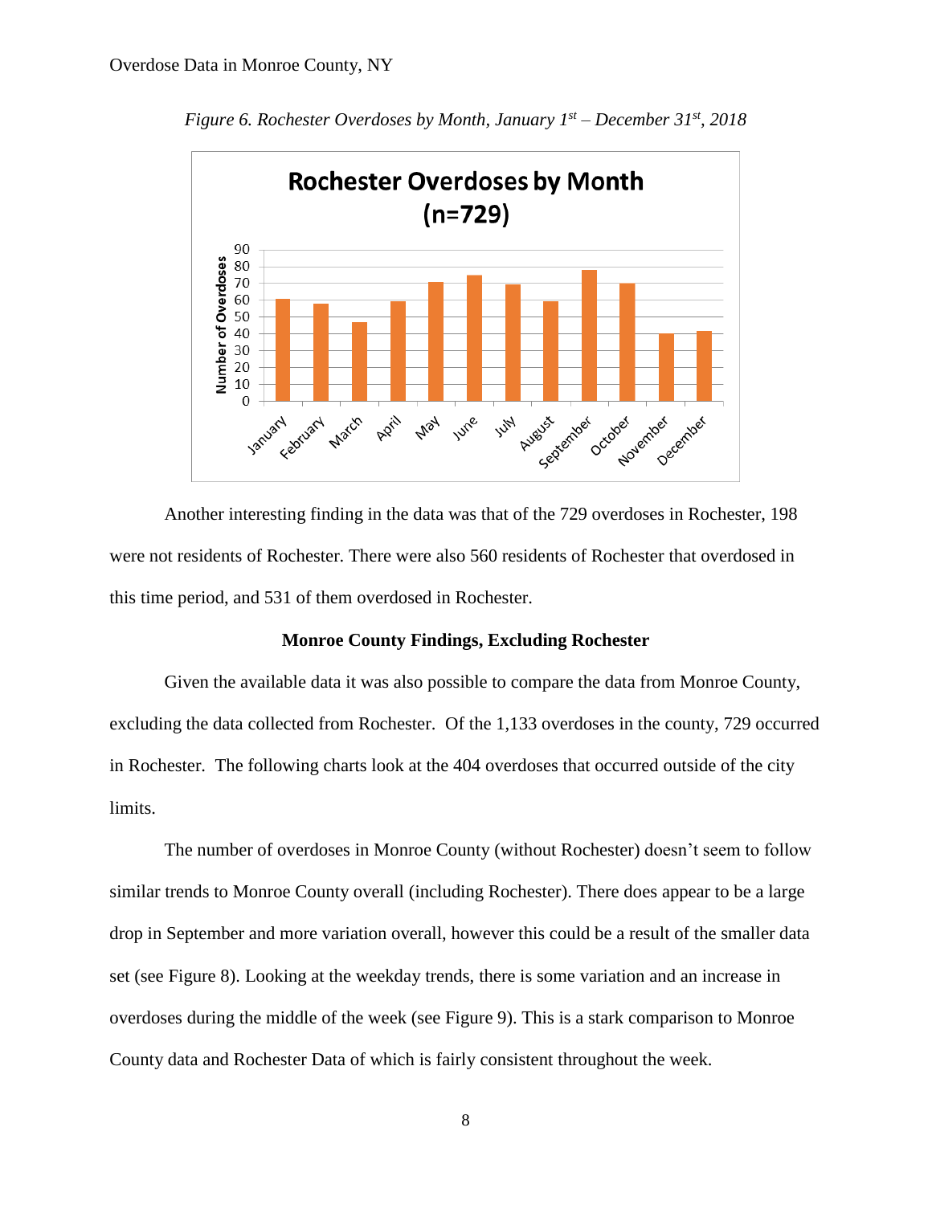*Figure 6. Rochester Overdoses by Month, January 1st – December 31st, 2018*

Another interesting finding in the data was that of the 729 overdoses in Rochester, 198 were not residents of Rochester. There were also 560 residents of Rochester that overdosed in this time period, and 531 of them overdosed in Rochester.

### Monroe County Findings, Excluding Rochester

Given the available data it was also possible to compare the data from Monroe County, excluding the data collected from Rochester. Of the 1,133 overdoses in the county, 729 occurred in Rochester. The following charts look at the 404 overdoses that occurred outside of the city limits.

The number of overdoses in Monroe County (without Rochester) doesn't seem to follow similar trends to Monroe County overall (including Rochester). There does appear to be a large drop in September and more variation overall, however this could be a result of the smaller data set (see Figure 8). Looking at the weekday trends, there is some variation and an increase in overdoses during the middle of the week (see Figure 9). This is a stark comparison to Monroe County data and Rochester Data of which is fairly consistent throughout the week.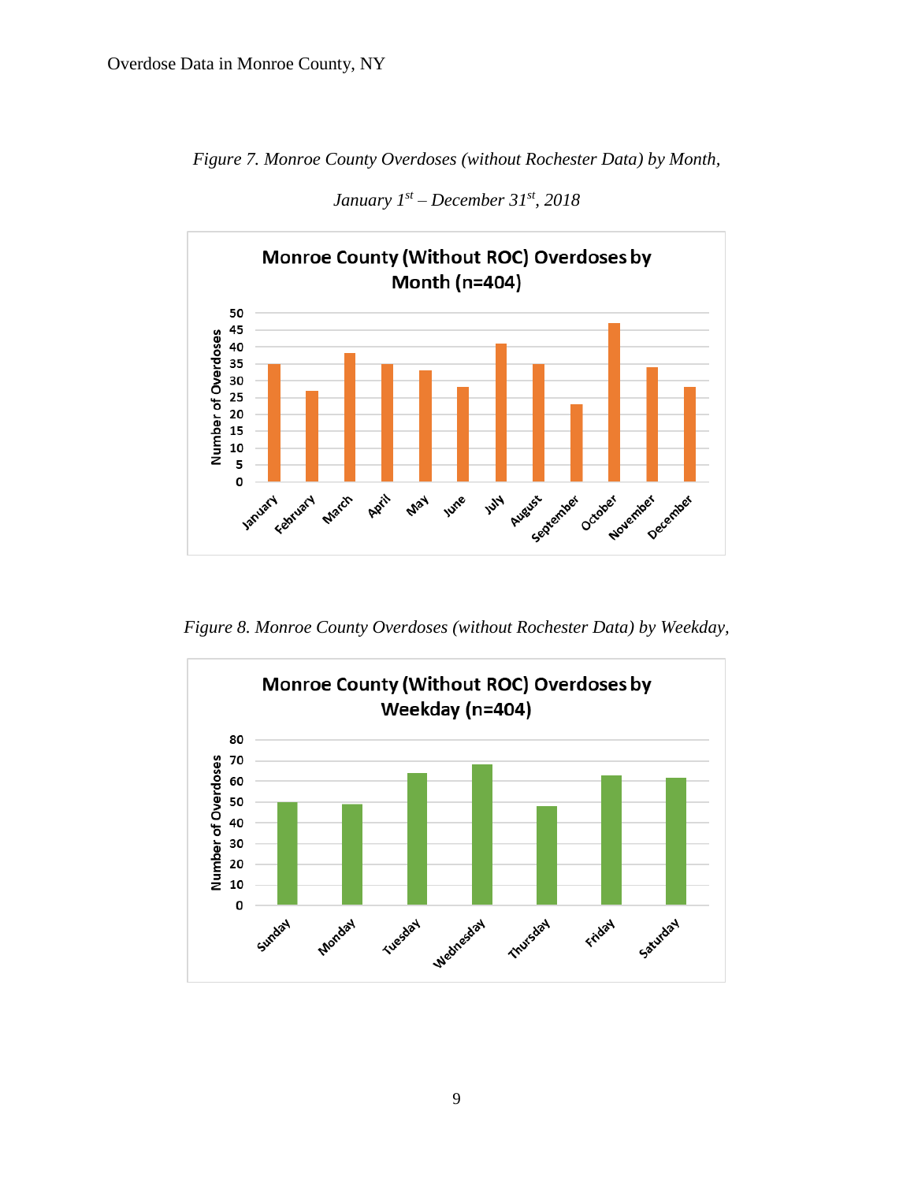*Figure 7. Monroe County Overdoses (without Rochester Data) by Month, January 1st – December 31st, 2018*

**Monroe County (Without ROC) Overdoses by Month (n=404)**

| Month | Number of Overdoses |
|---|---|
| January | 35 |
| February | 27 |
| March | 38 |
| April | 35 |
| May | 33 |
| June | 28 |
| July | 41 |
| August | 35 |
| September | 23 |
| October | 47 |
| November | 34 |
| December | 28 |

*Figure 8. Monroe County Overdoses (without Rochester Data) by Weekday,*

**Monroe County (Without ROC) Overdoses by Weekday (n=404)**

| Weekday | Number of Overdoses |
|---|---|
| Sunday | 50 |
| Monday | 49 |
| Tuesday | 64 |
| Wednesday | 68 |
| Thursday | 48 |
| Friday | 63 |
| Saturday | 62 |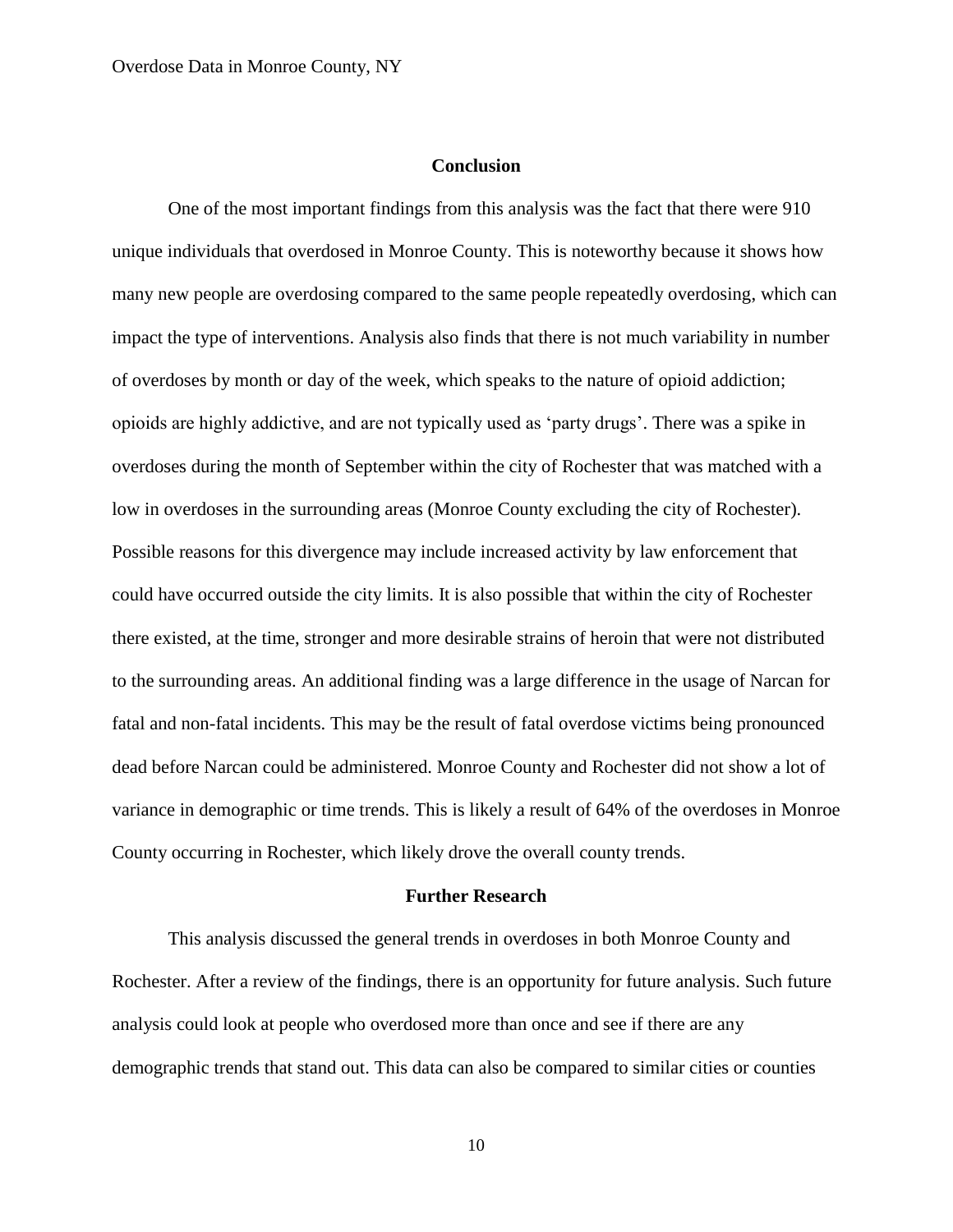## Conclusion

One of the most important findings from this analysis was the fact that there were 910 unique individuals that overdosed in Monroe County. This is noteworthy because it shows how many new people are overdosing compared to the same people repeatedly overdosing, which can impact the type of interventions. Analysis also finds that there is not much variability in number of overdoses by month or day of the week, which speaks to the nature of opioid addiction; opioids are highly addictive, and are not typically used as 'party drugs'. There was a spike in overdoses during the month of September within the city of Rochester that was matched with a low in overdoses in the surrounding areas (Monroe County excluding the city of Rochester). Possible reasons for this divergence may include increased activity by law enforcement that could have occurred outside the city limits. It is also possible that within the city of Rochester there existed, at the time, stronger and more desirable strains of heroin that were not distributed to the surrounding areas. An additional finding was a large difference in the usage of Narcan for fatal and non-fatal incidents. This may be the result of fatal overdose victims being pronounced dead before Narcan could be administered. Monroe County and Rochester did not show a lot of variance in demographic or time trends. This is likely a result of 64% of the overdoses in Monroe County occurring in Rochester, which likely drove the overall county trends.

## Further Research

This analysis discussed the general trends in overdoses in both Monroe County and Rochester. After a review of the findings, there is an opportunity for future analysis. Such future analysis could look at people who overdosed more than once and see if there are any demographic trends that stand out. This data can also be compared to similar cities or counties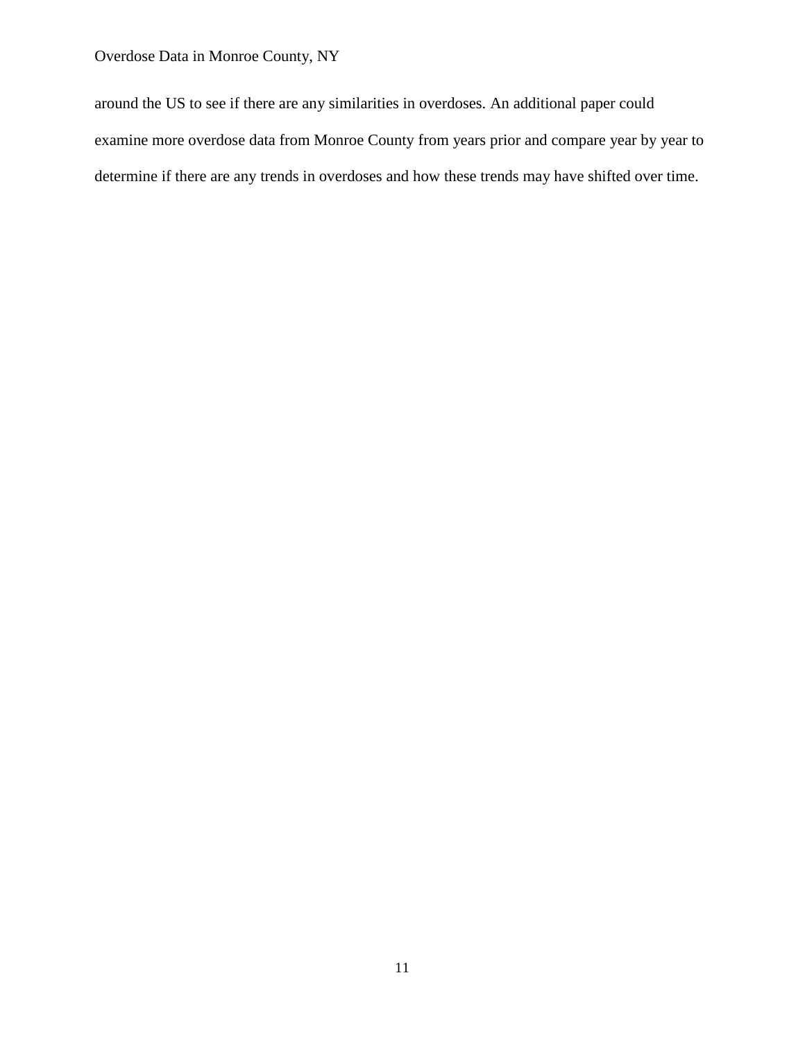around the US to see if there are any similarities in overdoses. An additional paper could examine more overdose data from Monroe County from years prior and compare year by year to determine if there are any trends in overdoses and how these trends may have shifted over time.